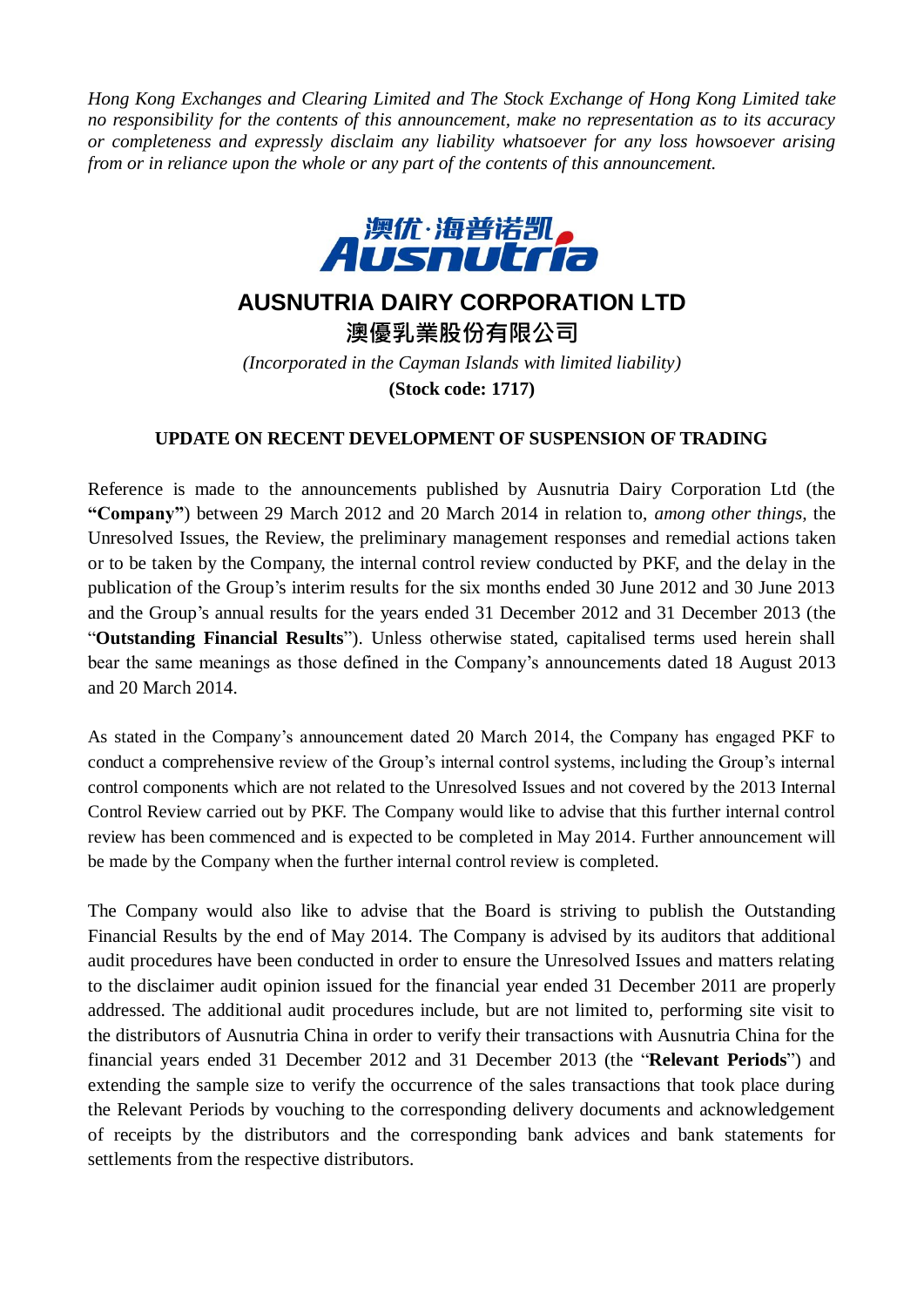*Hong Kong Exchanges and Clearing Limited and The Stock Exchange of Hong Kong Limited take no responsibility for the contents of this announcement, make no representation as to its accuracy or completeness and expressly disclaim any liability whatsoever for any loss howsoever arising from or in reliance upon the whole or any part of the contents of this announcement.*

# AUSNUTRIA DAIRY CORPORATION LTD

# 澳優乳業股份有限公司

*(Incorporated in the Cayman Islands with limited liability)*

**(Stock code: 1717)**

## UPDATE ON RECENT DEVELOPMENT OF SUSPENSION OF TRADING

Reference is made to the announcements published by Ausnutria Dairy Corporation Ltd (the **"Company"**) between 29 March 2012 and 20 March 2014 in relation to, *among other things*, the Unresolved Issues, the Review, the preliminary management responses and remedial actions taken or to be taken by the Company, the internal control review conducted by PKF, and the delay in the publication of the Group's interim results for the six months ended 30 June 2012 and 30 June 2013 and the Group's annual results for the years ended 31 December 2012 and 31 December 2013 (the "**Outstanding Financial Results**"). Unless otherwise stated, capitalised terms used herein shall bear the same meanings as those defined in the Company's announcements dated 18 August 2013 and 20 March 2014.

As stated in the Company's announcement dated 20 March 2014, the Company has engaged PKF to conduct a comprehensive review of the Group's internal control systems, including the Group's internal control components which are not related to the Unresolved Issues and not covered by the 2013 Internal Control Review carried out by PKF. The Company would like to advise that this further internal control review has been commenced and is expected to be completed in May 2014. Further announcement will be made by the Company when the further internal control review is completed.

The Company would also like to advise that the Board is striving to publish the Outstanding Financial Results by the end of May 2014. The Company is advised by its auditors that additional audit procedures have been conducted in order to ensure the Unresolved Issues and matters relating to the disclaimer audit opinion issued for the financial year ended 31 December 2011 are properly addressed. The additional audit procedures include, but are not limited to, performing site visit to the distributors of Ausnutria China in order to verify their transactions with Ausnutria China for the financial years ended 31 December 2012 and 31 December 2013 (the "**Relevant Periods**") and extending the sample size to verify the occurrence of the sales transactions that took place during the Relevant Periods by vouching to the corresponding delivery documents and acknowledgement of receipts by the distributors and the corresponding bank advices and bank statements for settlements from the respective distributors.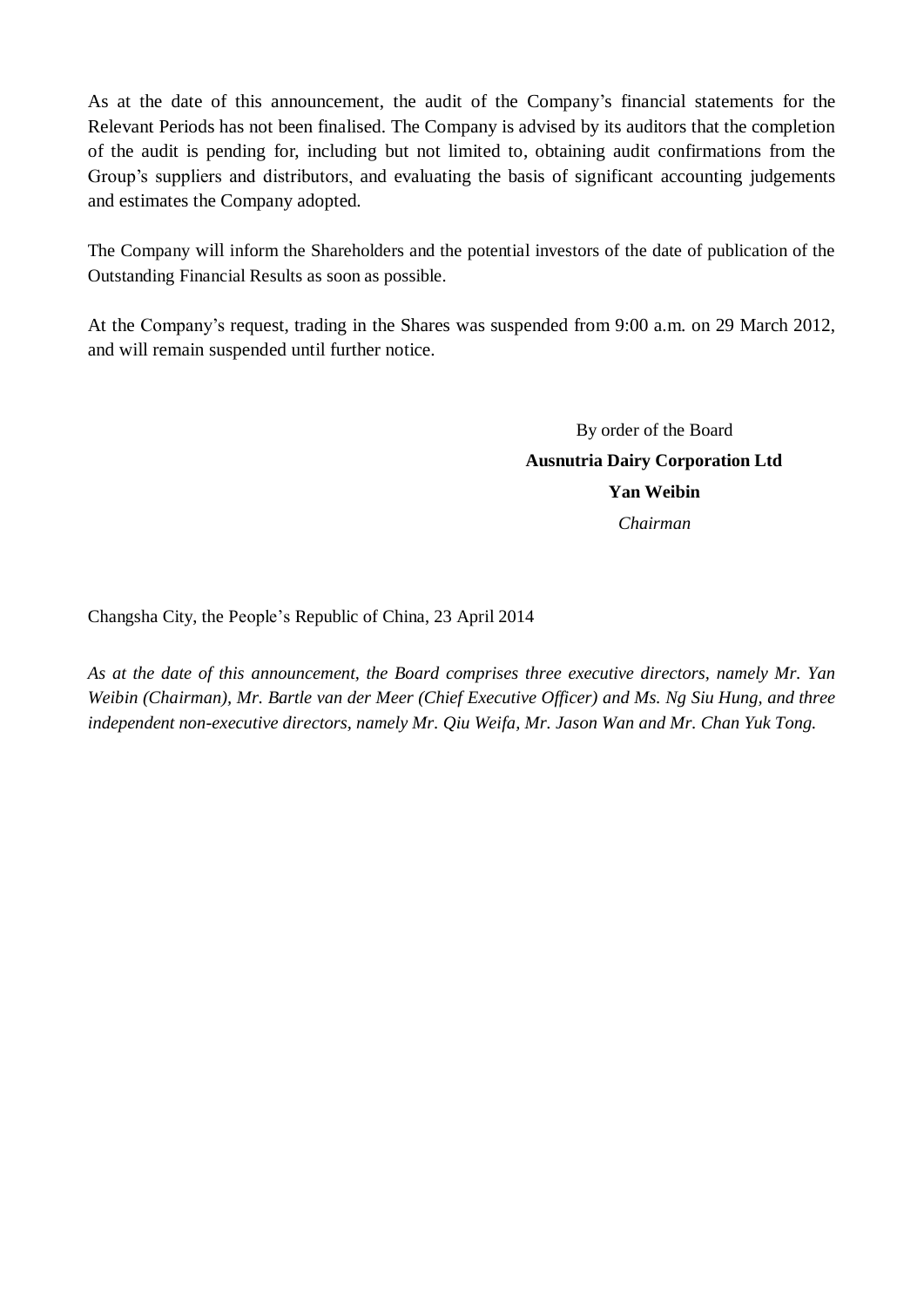As at the date of this announcement, the audit of the Company's financial statements for the Relevant Periods has not been finalised. The Company is advised by its auditors that the completion of the audit is pending for, including but not limited to, obtaining audit confirmations from the Group's suppliers and distributors, and evaluating the basis of significant accounting judgements and estimates the Company adopted.

The Company will inform the Shareholders and the potential investors of the date of publication of the Outstanding Financial Results as soon as possible.

At the Company's request, trading in the Shares was suspended from 9:00 a.m. on 29 March 2012, and will remain suspended until further notice.

By order of the Board
**Ausnutria Dairy Corporation Ltd**
**Yan Weibin**
*Chairman*

Changsha City, the People's Republic of China, 23 April 2014

*As at the date of this announcement, the Board comprises three executive directors, namely Mr. Yan Weibin (Chairman), Mr. Bartle van der Meer (Chief Executive Officer) and Ms. Ng Siu Hung, and three independent non-executive directors, namely Mr. Qiu Weifa, Mr. Jason Wan and Mr. Chan Yuk Tong.*